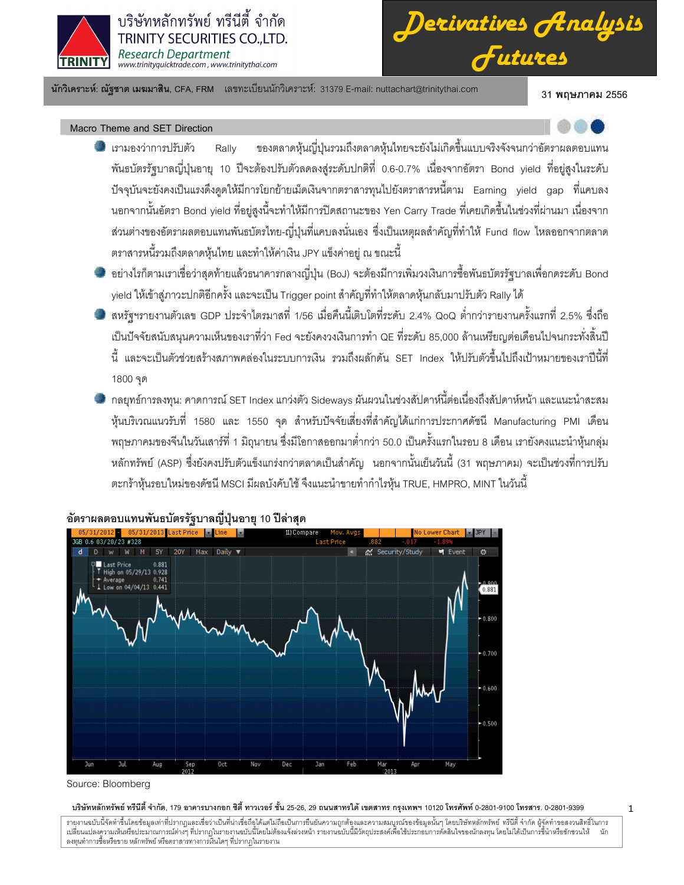บริษัทหลักทรัพย์ ทรีนีตี้ จำกัด
TRINITY SECURITIES CO.,LTD.
*Research Department*
www.trinityquicktrade.com , www.trinitythai.com

# Derivatives Analysis Futures

**นักวิเคราะห์: ณัฐชาต เมฆมาสิน**, CFA, FRM เลขทะเบียนนักวิเคราะห์: 31379 E-mail: nuttachart@trinitythai.com

31 **พฤษภาคม** 2556

## Macro Theme and SET Direction

- เรามองว่าการปรับตัว Rally ของตลาดหุ้นญี่ปุ่นรวมถึงตลาดหุ้นไทยจะยังไม่เกิดขึ้นแบบจริงจังจนกว่าอัตราผลตอบแทนพันธบัตรรัฐบาลญี่ปุ่นอายุ 10 ปีจะต้องปรับตัวลดลงสู่ระดับปกติที่ 0.6-0.7% เนื่องจากอัตรา Bond yield ที่อยู่สูงในระดับปัจจุบันจะยังคงเป็นแรงดึงดูดให้มีการโยกย้ายเม็ดเงินจากตราสารทุนไปยังตราสารหนี้ตาม Earning yield gap ที่แคบลง นอกจากนั้นอัตรา Bond yield ที่อยู่สูงนี้จะทำให้มีการปิดสถานะของ Yen Carry Trade ที่เคยเกิดขึ้นในช่วงที่ผ่านมา เนื่องจากส่วนต่างของอัตราผลตอบแทนพันธบัตรไทย-ญี่ปุ่นที่แคบลงนั่นเอง ซึ่งเป็นเหตุผลสำคัญที่ทำให้ Fund flow ไหลออกจากตลาดตราสารหนี้รวมถึงตลาดหุ้นไทย และทำให้ค่าเงิน JPY แข็งค่าอยู่ ณ ขณะนี้
- อย่างไรก็ตามเราเชื่อว่าสุดท้ายแล้วธนาคารกลางญี่ปุ่น (BoJ) จะต้องมีการเพิ่มวงเงินการซื้อพันธบัตรรัฐบาลเพื่อกดระดับ Bond yield ให้เข้าสู่ภาวะปกติอีกครั้ง และจะเป็น Trigger point สำคัญที่ทำให้ตลาดหุ้นกลับมาปรับตัว Rally ได้
- สหรัฐฯรายงานตัวเลข GDP ประจำไตรมาสที่ 1/56 เมื่อคืนนี้เติบโตที่ระดับ 2.4% QoQ ต่ำกว่ารายงานครั้งแรกที่ 2.5% ซึ่งถือเป็นปัจจัยสนับสนุนความเห็นของเราที่ว่า Fed จะยังคงวงเงินการทำ QE ที่ระดับ 85,000 ล้านเหรียญต่อเดือนไปจนกระทั่งสิ้นปีนี้ และจะเป็นตัวช่วยสร้างสภาพคล่องในระบบการเงิน รวมถึงผลักดัน SET Index ให้ปรับตัวขึ้นไปถึงเป้าหมายของเราปีนี้ที่ 1800 จุด
- กลยุทธ์การลงทุน: คาดการณ์ SET Index แกว่งตัว Sideways ผันผวนในช่วงสัปดาห์นี้ต่อเนื่องถึงสัปดาห์หน้า และแนะนำสะสมหุ้นบริเวณแนวรับที่ 1580 และ 1550 จุด สำหรับปัจจัยเสี่ยงที่สำคัญได้แก่การประกาศดัชนี Manufacturing PMI เดือนพฤษภาคมของจีนในวันเสาร์ที่ 1 มิถุนายน ซึ่งมีโอกาสออกมาต่ำกว่า 50.0 เป็นครั้งแรกในรอบ 8 เดือน เรายังคงแนะนำหุ้นกลุ่มหลักทรัพย์ (ASP) ซึ่งยังคงปรับตัวแข็งแกร่งกว่าตลาดเป็นสำคัญ นอกจากนั้นเย็นวันนี้ (31 พฤษภาคม) จะเป็นช่วงที่การปรับตะกร้าหุ้นรอบใหม่ของดัชนี MSCI มีผลบังคับใช้ จึงแนะนำขายทำกำไรหุ้น TRUE, HMPRO, MINT ในวันนี้

**อัตราผลตอบแทนพันธบัตรรัฐบาลญี่ปุ่นอายุ 10 ปีล่าสุด**

Source: Bloomberg

**บริษัทหลักทรัพย์ ทรีนีตี้ จำกัด**, 179 **อาคารบางกอก ซิตี้ ทาวเวอร์ ชั้น** 25-26, 29 **ถนนสาทรใต้ เขตสาทร กรุงเทพฯ** 10120 **โทรศัพท์** 0-2801-9100 **โทรสาร.** 0-2801-9399

รายงานฉบับนี้จัดทำขึ้นโดยข้อมูลเท่าที่ปรากฏและเชื่อว่าเป็นที่น่าเชื่อถือได้แต่ไม่ถือเป็นการยืนยันความถูกต้องและความสมบูรณ์ของข้อมูลนั้นๆ โดยบริษัทหลักทรัพย์ ทรีนีตี้ จำกัด ผู้จัดทำขอสงวนสิทธิ์ในการเปลี่ยนแปลงความเห็นหรือประมาณการณ์ต่างๆ ที่ปรากฏในรายงานฉบับนี้โดยไม่ต้องแจ้งล่วงหน้า รายงานฉบับนี้มีวัตถุประสงค์เพื่อใช้ประกอบการตัดสินใจของนักลงทุน โดยไม่ได้เป็นการชี้นำหรือชักชวนให้ นักลงทุนทำการซื้อหรือขาย หลักทรัพย์ หรือตราสารทางการเงินใดๆ ที่ปรากฏในรายงาน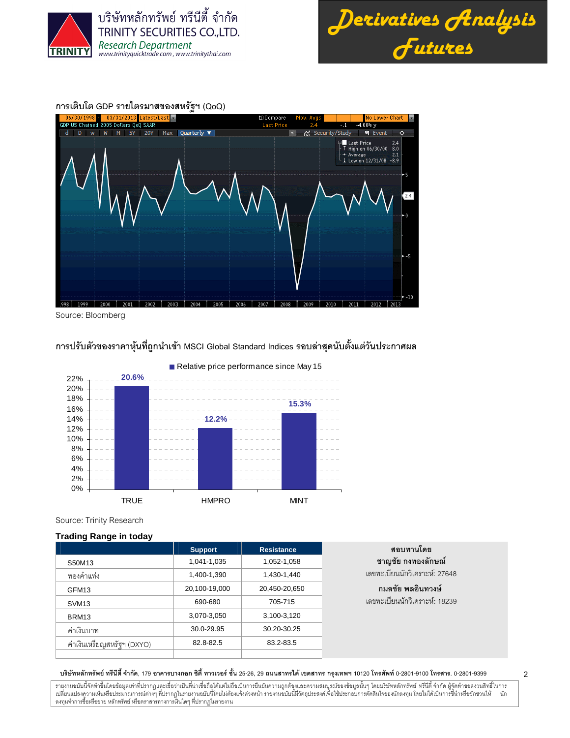การเติบโต GDP รายไตรมาสของสหรัฐฯ (QoQ)

Source: Bloomberg

การปรับตัวของราคาหุ้นที่ถูกนำเข้า MSCI Global Standard Indices รอบล่าสุดนับตั้งแต่วันประกาศผล

Relative price performance since May 15

| | Relative price performance since May 15 |
|---|---|
| TRUE | 20.6% |
| HMPRO | 12.2% |
| MINT | 15.3% |

Source: Trinity Research

**Trading Range in today**

| | Support | Resistance |
|---|---|---|
| S50M13 | 1,041-1,035 | 1,052-1,058 |
| ทองคำแท่ง | 1,400-1,390 | 1,430-1,440 |
| GFM13 | 20,100-19,000 | 20,450-20,650 |
| SVM13 | 690-680 | 705-715 |
| BRM13 | 3,070-3,050 | 3,100-3,120 |
| ค่าเงินบาท | 30.0-29.95 | 30.20-30.25 |
| ค่าเงินเหรียญสหรัฐฯ (DXYO) | 82.8-82.5 | 83.2-83.5 |

**สอบทานโดย**

**ชาญชัย กงทองลักษณ์**

เลขทะเบียนนักวิเคราะห์: 27648

**กมลชัย พลอินทวงษ์**

เลขทะเบียนนักวิเคราะห์: 18239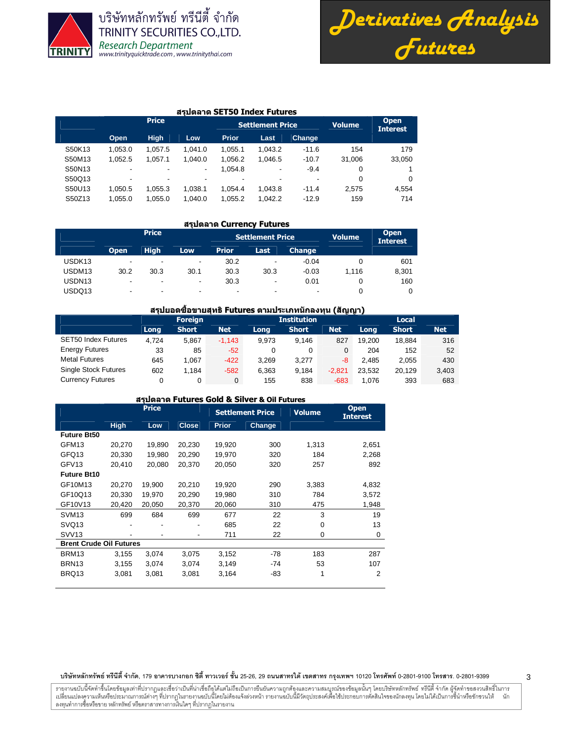### สรุปตลาด SET50 Index Futures

| | Price | | | Settlement Price | | | Volume | Open Interest |
|---|---|---|---|---|---|---|---|---|
| | Open | High | Low | Prior | Last | Change | | |
| S50K13 | 1,053.0 | 1,057.5 | 1,041.0 | 1,055.1 | 1,043.2 | -11.6 | 154 | 179 |
| S50M13 | 1,052.5 | 1,057.1 | 1,040.0 | 1,056.2 | 1,046.5 | -10.7 | 31,006 | 33,050 |
| S50N13 | - | - | - | 1,054.8 | - | -9.4 | 0 | 1 |
| S50Q13 | - | - | - | - | - | - | 0 | 0 |
| S50U13 | 1,050.5 | 1,055.3 | 1,038.1 | 1,054.4 | 1,043.8 | -11.4 | 2,575 | 4,554 |
| S50Z13 | 1,055.0 | 1,055.0 | 1,040.0 | 1,055.2 | 1,042.2 | -12.9 | 159 | 714 |

### สรุปตลาด Currency Futures

| | Price | | | Settlement Price | | | Volume | Open Interest |
|---|---|---|---|---|---|---|---|---|
| | Open | High | Low | Prior | Last | Change | | |
| USDK13 | - | - | - | 30.2 | - | -0.04 | 0 | 601 |
| USDM13 | 30.2 | 30.3 | 30.1 | 30.3 | 30.3 | -0.03 | 1,116 | 8,301 |
| USDN13 | - | - | - | 30.3 | - | 0.01 | 0 | 160 |
| USDQ13 | - | - | - | - | - | - | 0 | 0 |

### สรุปยอดซื้อขายสุทธิ Futures ตามประเภทนักลงทุน (สัญญา)

| | Foreign | | | Institution | | | Local | | |
|---|---|---|---|---|---|---|---|---|---|
| | Long | Short | Net | Long | Short | Net | Long | Short | Net |
| SET50 Index Futures | 4,724 | 5,867 | -1,143 | 9,973 | 9,146 | 827 | 19,200 | 18,884 | 316 |
| Energy Futures | 33 | 85 | -52 | 0 | 0 | 0 | 204 | 152 | 52 |
| Metal Futures | 645 | 1,067 | -422 | 3,269 | 3,277 | -8 | 2,485 | 2,055 | 430 |
| Single Stock Futures | 602 | 1,184 | -582 | 6,363 | 9,184 | -2,821 | 23,532 | 20,129 | 3,403 |
| Currency Futures | 0 | 0 | 0 | 155 | 838 | -683 | 1,076 | 393 | 683 |

### สรุปตลาด Futures Gold & Silver & Oil Futures

| | Price | | | Settlement Price | | Volume | Open Interest |
|---|---|---|---|---|---|---|---|
| | High | Low | Close | Prior | Change | | |
| **Future Bt50** | | | | | | | |
| GFM13 | 20,270 | 19,890 | 20,230 | 19,920 | 300 | 1,313 | 2,651 |
| GFQ13 | 20,330 | 19,980 | 20,290 | 19,970 | 320 | 184 | 2,268 |
| GFV13 | 20,410 | 20,080 | 20,370 | 20,050 | 320 | 257 | 892 |
| **Future Bt10** | | | | | | | |
| GF10M13 | 20,270 | 19,900 | 20,210 | 19,920 | 290 | 3,383 | 4,832 |
| GF10Q13 | 20,330 | 19,970 | 20,290 | 19,980 | 310 | 784 | 3,572 |
| GF10V13 | 20,420 | 20,050 | 20,370 | 20,060 | 310 | 475 | 1,948 |
| SVM13 | 699 | 684 | 699 | 677 | 22 | 3 | 19 |
| SVQ13 | - | - | - | 685 | 22 | 0 | 13 |
| SVV13 | - | - | - | 711 | 22 | 0 | 0 |
| **Brent Crude Oil Futures** | | | | | | | |
| BRM13 | 3,155 | 3,074 | 3,075 | 3,152 | -78 | 183 | 287 |
| BRN13 | 3,155 | 3,074 | 3,074 | 3,149 | -74 | 53 | 107 |
| BRQ13 | 3,081 | 3,081 | 3,081 | 3,164 | -83 | 1 | 2 |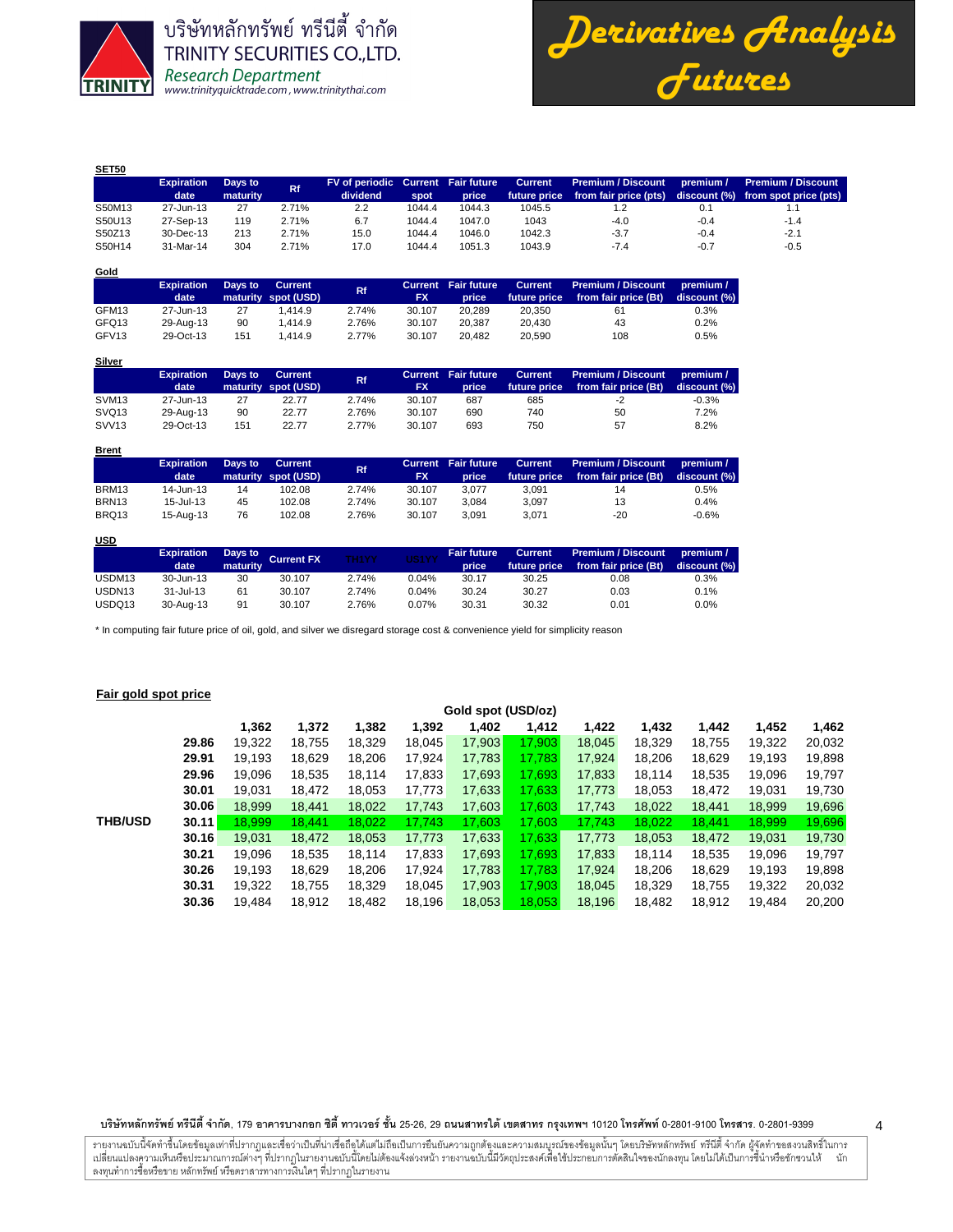## SET50

| | Expiration date | Days to maturity | Rf | FV of periodic dividend | Current spot | Fair future price | Current future price | Premium / Discount from fair price (pts) | premium / discount (%) | Premium / Discount from spot price (pts) |
|---|---|---|---|---|---|---|---|---|---|---|
| S50M13 | 27-Jun-13 | 27 | 2.71% | 2.2 | 1044.4 | 1044.3 | 1045.5 | 1.2 | 0.1 | 1.1 |
| S50U13 | 27-Sep-13 | 119 | 2.71% | 6.7 | 1044.4 | 1047.0 | 1043 | -4.0 | -0.4 | -1.4 |
| S50Z13 | 30-Dec-13 | 213 | 2.71% | 15.0 | 1044.4 | 1046.0 | 1042.3 | -3.7 | -0.4 | -2.1 |
| S50H14 | 31-Mar-14 | 304 | 2.71% | 17.0 | 1044.4 | 1051.3 | 1043.9 | -7.4 | -0.7 | -0.5 |

## Gold

| | Expiration date | Days to maturity | Current spot (USD) | Rf | Current FX | Fair future price | Current future price | Premium / Discount from fair price (Bt) | premium / discount (%) |
|---|---|---|---|---|---|---|---|---|---|
| GFM13 | 27-Jun-13 | 27 | 1,414.9 | 2.74% | 30.107 | 20,289 | 20,350 | 61 | 0.3% |
| GFQ13 | 29-Aug-13 | 90 | 1,414.9 | 2.76% | 30.107 | 20,387 | 20,430 | 43 | 0.2% |
| GFV13 | 29-Oct-13 | 151 | 1,414.9 | 2.77% | 30.107 | 20,482 | 20,590 | 108 | 0.5% |

## Silver

| | Expiration date | Days to maturity | Current spot (USD) | Rf | Current FX | Fair future price | Current future price | Premium / Discount from fair price (Bt) | premium / discount (%) |
|---|---|---|---|---|---|---|---|---|---|
| SVM13 | 27-Jun-13 | 27 | 22.77 | 2.74% | 30.107 | 687 | 685 | -2 | -0.3% |
| SVQ13 | 29-Aug-13 | 90 | 22.77 | 2.76% | 30.107 | 690 | 740 | 50 | 7.2% |
| SVV13 | 29-Oct-13 | 151 | 22.77 | 2.77% | 30.107 | 693 | 750 | 57 | 8.2% |

## Brent

| | Expiration date | Days to maturity | Current spot (USD) | Rf | Current FX | Fair future price | Current future price | Premium / Discount from fair price (Bt) | premium / discount (%) |
|---|---|---|---|---|---|---|---|---|---|
| BRM13 | 14-Jun-13 | 14 | 102.08 | 2.74% | 30.107 | 3,077 | 3,091 | 14 | 0.5% |
| BRN13 | 15-Jul-13 | 45 | 102.08 | 2.74% | 30.107 | 3,084 | 3,097 | 13 | 0.4% |
| BRQ13 | 15-Aug-13 | 76 | 102.08 | 2.76% | 30.107 | 3,091 | 3,071 | -20 | -0.6% |

## USD

| | Expiration date | Days to maturity | Current FX | TH1YY | US1YY | Fair future price | Current future price | Premium / Discount from fair price (Bt) | premium / discount (%) |
|---|---|---|---|---|---|---|---|---|---|
| USDM13 | 30-Jun-13 | 30 | 30.107 | 2.74% | 0.04% | 30.17 | 30.25 | 0.08 | 0.3% |
| USDN13 | 31-Jul-13 | 61 | 30.107 | 2.74% | 0.04% | 30.24 | 30.27 | 0.03 | 0.1% |
| USDQ13 | 30-Aug-13 | 91 | 30.107 | 2.76% | 0.07% | 30.31 | 30.32 | 0.01 | 0.0% |

* In computing fair future price of oil, gold, and silver we disregard storage cost & convenience yield for simplicity reason

## Fair gold spot price

| | | Gold spot (USD/oz) | | | | | | | | | | |
|---|---|---|---|---|---|---|---|---|---|---|---|---|
| | | **1,362** | **1,372** | **1,382** | **1,392** | **1,402** | **1,412** | **1,422** | **1,432** | **1,442** | **1,452** | **1,462** |
| THB/USD | **29.86** | 19,322 | 18,755 | 18,329 | 18,045 | 17,903 | 17,903 | 18,045 | 18,329 | 18,755 | 19,322 | 20,032 |
| | **29.91** | 19,193 | 18,629 | 18,206 | 17,924 | 17,783 | 17,783 | 17,924 | 18,206 | 18,629 | 19,193 | 19,898 |
| | **29.96** | 19,096 | 18,535 | 18,114 | 17,833 | 17,693 | 17,693 | 17,833 | 18,114 | 18,535 | 19,096 | 19,797 |
| | **30.01** | 19,031 | 18,472 | 18,053 | 17,773 | 17,633 | 17,633 | 17,773 | 18,053 | 18,472 | 19,031 | 19,730 |
| | **30.06** | 18,999 | 18,441 | 18,022 | 17,743 | 17,603 | 17,603 | 17,743 | 18,022 | 18,441 | 18,999 | 19,696 |
| | **30.11** | 18,999 | 18,441 | 18,022 | 17,743 | 17,603 | 17,603 | 17,743 | 18,022 | 18,441 | 18,999 | 19,696 |
| | **30.16** | 19,031 | 18,472 | 18,053 | 17,773 | 17,633 | 17,633 | 17,773 | 18,053 | 18,472 | 19,031 | 19,730 |
| | **30.21** | 19,096 | 18,535 | 18,114 | 17,833 | 17,693 | 17,693 | 17,833 | 18,114 | 18,535 | 19,096 | 19,797 |
| | **30.26** | 19,193 | 18,629 | 18,206 | 17,924 | 17,783 | 17,783 | 17,924 | 18,206 | 18,629 | 19,193 | 19,898 |
| | **30.31** | 19,322 | 18,755 | 18,329 | 18,045 | 17,903 | 17,903 | 18,045 | 18,329 | 18,755 | 19,322 | 20,032 |
| | **30.36** | 19,484 | 18,912 | 18,482 | 18,196 | 18,053 | 18,053 | 18,196 | 18,482 | 18,912 | 19,484 | 20,200 |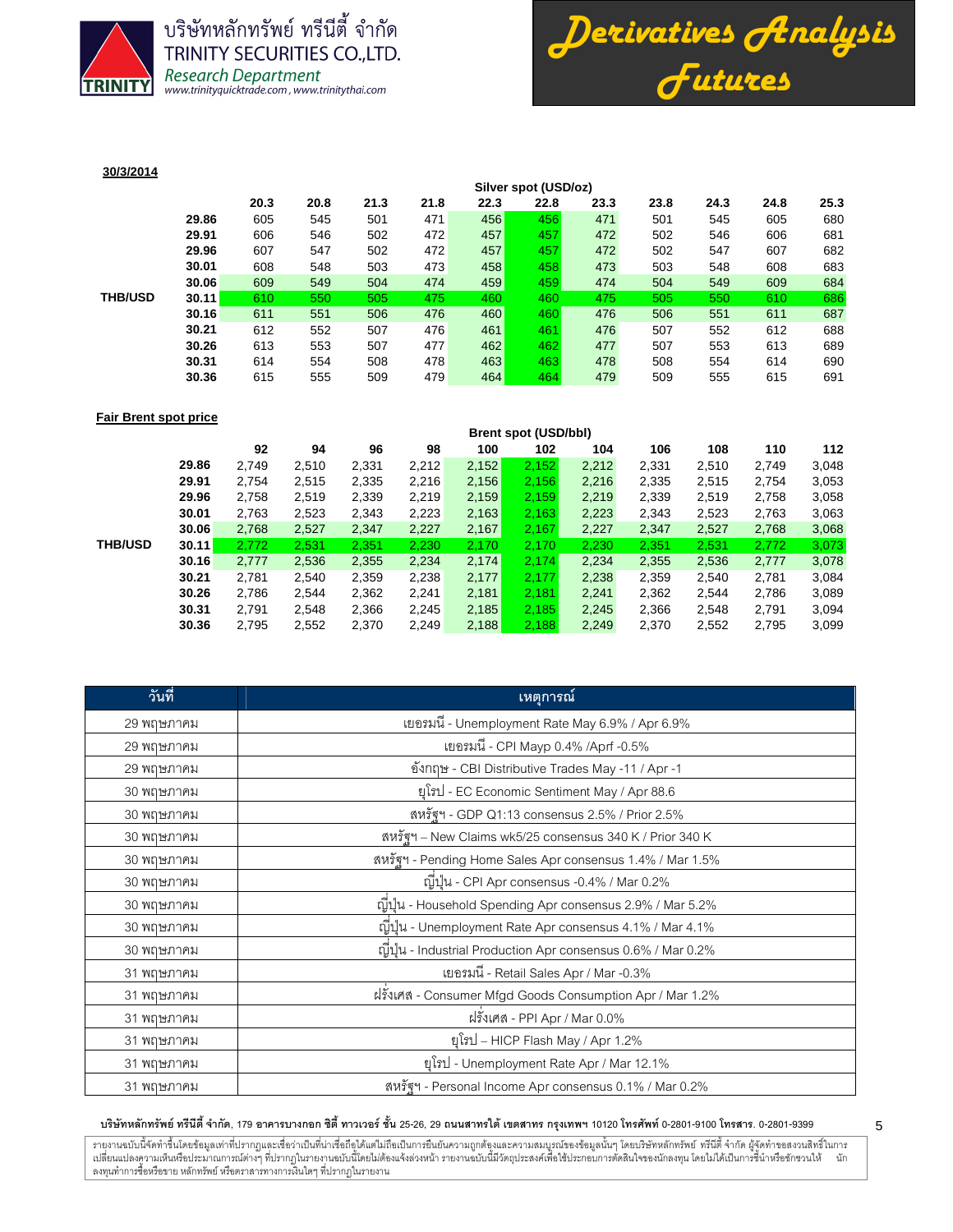**30/3/2014**

| | | Silver spot (USD/oz) | | | | | | | | | | |
|---|---|---|---|---|---|---|---|---|---|---|---|---|
| | | 20.3 | 20.8 | 21.3 | 21.8 | 22.3 | 22.8 | 23.3 | 23.8 | 24.3 | 24.8 | 25.3 |
| | 29.86 | 605 | 545 | 501 | 471 | 456 | 456 | 471 | 501 | 545 | 605 | 680 |
| | 29.91 | 606 | 546 | 502 | 472 | 457 | 457 | 472 | 502 | 546 | 606 | 681 |
| | 29.96 | 607 | 547 | 502 | 472 | 457 | 457 | 472 | 502 | 547 | 607 | 682 |
| | 30.01 | 608 | 548 | 503 | 473 | 458 | 458 | 473 | 503 | 548 | 608 | 683 |
| | 30.06 | 609 | 549 | 504 | 474 | 459 | 459 | 474 | 504 | 549 | 609 | 684 |
| **THB/USD** | 30.11 | 610 | 550 | 505 | 475 | 460 | 460 | 475 | 505 | 550 | 610 | 686 |
| | 30.16 | 611 | 551 | 506 | 476 | 460 | 460 | 476 | 506 | 551 | 611 | 687 |
| | 30.21 | 612 | 552 | 507 | 476 | 461 | 461 | 476 | 507 | 552 | 612 | 688 |
| | 30.26 | 613 | 553 | 507 | 477 | 462 | 462 | 477 | 507 | 553 | 613 | 689 |
| | 30.31 | 614 | 554 | 508 | 478 | 463 | 463 | 478 | 508 | 554 | 614 | 690 |
| | 30.36 | 615 | 555 | 509 | 479 | 464 | 464 | 479 | 509 | 555 | 615 | 691 |

**Fair Brent spot price**

| | | Brent spot (USD/bbl) | | | | | | | | | | |
|---|---|---|---|---|---|---|---|---|---|---|---|---|
| | | 92 | 94 | 96 | 98 | 100 | 102 | 104 | 106 | 108 | 110 | 112 |
| | 29.86 | 2,749 | 2,510 | 2,331 | 2,212 | 2,152 | 2,152 | 2,212 | 2,331 | 2,510 | 2,749 | 3,048 |
| | 29.91 | 2,754 | 2,515 | 2,335 | 2,216 | 2,156 | 2,156 | 2,216 | 2,335 | 2,515 | 2,754 | 3,053 |
| | 29.96 | 2,758 | 2,519 | 2,339 | 2,219 | 2,159 | 2,159 | 2,219 | 2,339 | 2,519 | 2,758 | 3,058 |
| | 30.01 | 2,763 | 2,523 | 2,343 | 2,223 | 2,163 | 2,163 | 2,223 | 2,343 | 2,523 | 2,763 | 3,063 |
| | 30.06 | 2,768 | 2,527 | 2,347 | 2,227 | 2,167 | 2,167 | 2,227 | 2,347 | 2,527 | 2,768 | 3,068 |
| **THB/USD** | 30.11 | 2,772 | 2,531 | 2,351 | 2,230 | 2,170 | 2,170 | 2,230 | 2,351 | 2,531 | 2,772 | 3,073 |
| | 30.16 | 2,777 | 2,536 | 2,355 | 2,234 | 2,174 | 2,174 | 2,234 | 2,355 | 2,536 | 2,777 | 3,078 |
| | 30.21 | 2,781 | 2,540 | 2,359 | 2,238 | 2,177 | 2,177 | 2,238 | 2,359 | 2,540 | 2,781 | 3,084 |
| | 30.26 | 2,786 | 2,544 | 2,362 | 2,241 | 2,181 | 2,181 | 2,241 | 2,362 | 2,544 | 2,786 | 3,089 |
| | 30.31 | 2,791 | 2,548 | 2,366 | 2,245 | 2,185 | 2,185 | 2,245 | 2,366 | 2,548 | 2,791 | 3,094 |
| | 30.36 | 2,795 | 2,552 | 2,370 | 2,249 | 2,188 | 2,188 | 2,249 | 2,370 | 2,552 | 2,795 | 3,099 |

| วันที่ | เหตุการณ์ |
|---|---|
| 29 พฤษภาคม | เยอรมนี - Unemployment Rate May 6.9% / Apr 6.9% |
| 29 พฤษภาคม | เยอรมนี - CPI Mayp 0.4% /Aprf -0.5% |
| 29 พฤษภาคม | อังกฤษ - CBI Distributive Trades May -11 / Apr -1 |
| 30 พฤษภาคม | ยุโรป - EC Economic Sentiment May / Apr 88.6 |
| 30 พฤษภาคม | สหรัฐฯ - GDP Q1:13 consensus 2.5% / Prior 2.5% |
| 30 พฤษภาคม | สหรัฐฯ – New Claims wk5/25 consensus 340 K / Prior 340 K |
| 30 พฤษภาคม | สหรัฐฯ - Pending Home Sales Apr consensus 1.4% / Mar 1.5% |
| 30 พฤษภาคม | ญี่ปุ่น - CPI Apr consensus -0.4% / Mar 0.2% |
| 30 พฤษภาคม | ญี่ปุ่น - Household Spending Apr consensus 2.9% / Mar 5.2% |
| 30 พฤษภาคม | ญี่ปุ่น - Unemployment Rate Apr consensus 4.1% / Mar 4.1% |
| 30 พฤษภาคม | ญี่ปุ่น - Industrial Production Apr consensus 0.6% / Mar 0.2% |
| 31 พฤษภาคม | เยอรมนี - Retail Sales Apr / Mar -0.3% |
| 31 พฤษภาคม | ฝรั่งเศส - Consumer Mfgd Goods Consumption Apr / Mar 1.2% |
| 31 พฤษภาคม | ฝรั่งเศส - PPI Apr / Mar 0.0% |
| 31 พฤษภาคม | ยุโรป – HICP Flash May / Apr 1.2% |
| 31 พฤษภาคม | ยุโรป - Unemployment Rate Apr / Mar 12.1% |
| 31 พฤษภาคม | สหรัฐฯ - Personal Income Apr consensus 0.1% / Mar 0.2% |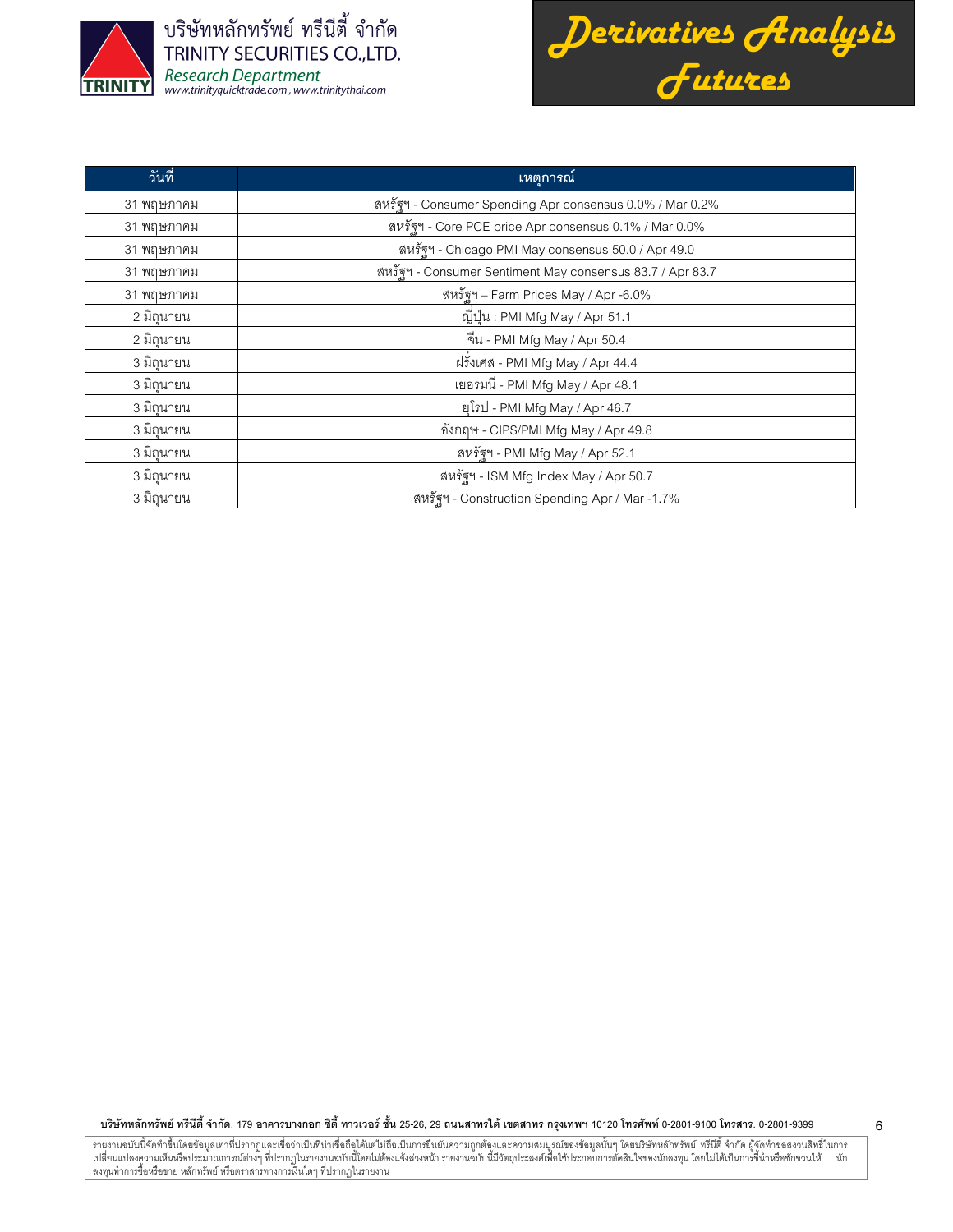| วันที่ | เหตุการณ์ |
|---|---|
| 31 พฤษภาคม | สหรัฐฯ - Consumer Spending Apr consensus 0.0% / Mar 0.2% |
| 31 พฤษภาคม | สหรัฐฯ - Core PCE price Apr consensus 0.1% / Mar 0.0% |
| 31 พฤษภาคม | สหรัฐฯ - Chicago PMI May consensus 50.0 / Apr 49.0 |
| 31 พฤษภาคม | สหรัฐฯ - Consumer Sentiment May consensus 83.7 / Apr 83.7 |
| 31 พฤษภาคม | สหรัฐฯ – Farm Prices May / Apr -6.0% |
| 2 มิถุนายน | ญี่ปุ่น : PMI Mfg May / Apr 51.1 |
| 2 มิถุนายน | จีน - PMI Mfg May / Apr 50.4 |
| 3 มิถุนายน | ฝรั่งเศส - PMI Mfg May / Apr 44.4 |
| 3 มิถุนายน | เยอรมนี - PMI Mfg May / Apr 48.1 |
| 3 มิถุนายน | ยุโรป - PMI Mfg May / Apr 46.7 |
| 3 มิถุนายน | อังกฤษ - CIPS/PMI Mfg May / Apr 49.8 |
| 3 มิถุนายน | สหรัฐฯ - PMI Mfg May / Apr 52.1 |
| 3 มิถุนายน | สหรัฐฯ - ISM Mfg Index May / Apr 50.7 |
| 3 มิถุนายน | สหรัฐฯ - Construction Spending Apr / Mar -1.7% |

**บริษัทหลักทรัพย์ ทรีนีตี้ จำกัด**, 179 **อาคารบางกอก ซิตี้ ทาวเวอร์ ชั้น** 25-26, 29 **ถนนสาทรใต้ เขตสาทร กรุงเทพฯ** 10120 **โทรศัพท์** 0-2801-9100 **โทรสาร.** 0-2801-9399

รายงานฉบับนี้จัดทำขึ้นโดยข้อมูลเท่าที่ปรากฏและเชื่อว่าเป็นที่น่าเชื่อถือได้แต่ไม่ถือเป็นการยืนยันความถูกต้องและความสมบูรณ์ของข้อมูลนั้นๆ โดยบริษัทหลักทรัพย์ ทรีนีตี้ จำกัด ผู้จัดทำขอสงวนสิทธิ์ในการเปลี่ยนแปลงความเห็นหรือประมาณการณ์ต่างๆ ที่ปรากฏในรายงานฉบับนี้โดยไม่ต้องแจ้งล่วงหน้า รายงานฉบับนี้มีวัตถุประสงค์เพื่อใช้ประกอบการตัดสินใจของนักลงทุน โดยไม่ได้เป็นการชี้นำหรือชักชวนให้ นักลงทุนทำการซื้อหรือขาย หลักทรัพย์ หรือตราสารทางการเงินใดๆ ที่ปรากฏในรายงาน